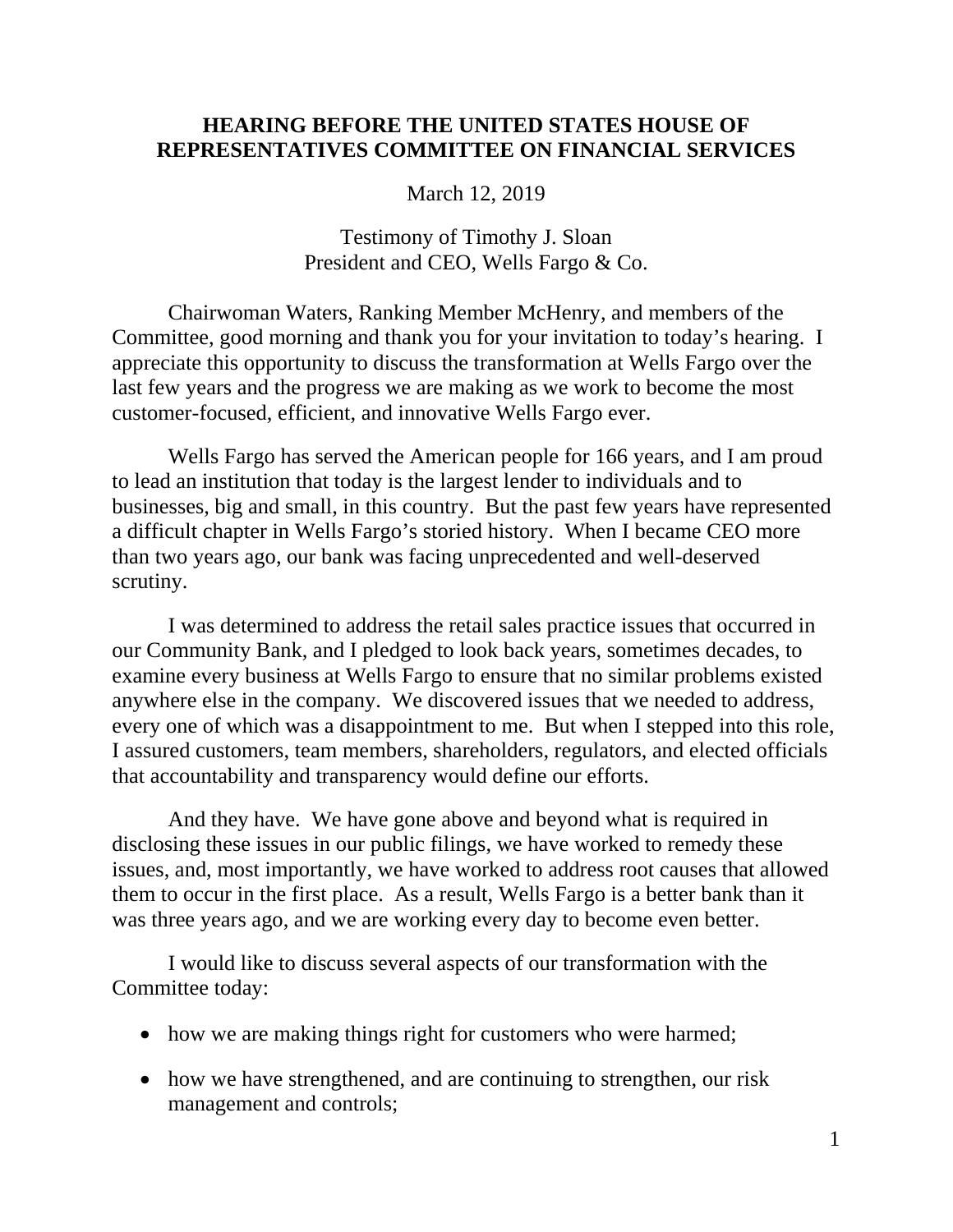# HEARING BEFORE THE UNITED STATES HOUSE OF REPRESENTATIVES COMMITTEE ON FINANCIAL SERVICES

March 12, 2019

Testimony of Timothy J. Sloan
President and CEO, Wells Fargo & Co.

Chairwoman Waters, Ranking Member McHenry, and members of the Committee, good morning and thank you for your invitation to today's hearing. I appreciate this opportunity to discuss the transformation at Wells Fargo over the last few years and the progress we are making as we work to become the most customer-focused, efficient, and innovative Wells Fargo ever.

Wells Fargo has served the American people for 166 years, and I am proud to lead an institution that today is the largest lender to individuals and to businesses, big and small, in this country. But the past few years have represented a difficult chapter in Wells Fargo's storied history. When I became CEO more than two years ago, our bank was facing unprecedented and well-deserved scrutiny.

I was determined to address the retail sales practice issues that occurred in our Community Bank, and I pledged to look back years, sometimes decades, to examine every business at Wells Fargo to ensure that no similar problems existed anywhere else in the company. We discovered issues that we needed to address, every one of which was a disappointment to me. But when I stepped into this role, I assured customers, team members, shareholders, regulators, and elected officials that accountability and transparency would define our efforts.

And they have. We have gone above and beyond what is required in disclosing these issues in our public filings, we have worked to remedy these issues, and, most importantly, we have worked to address root causes that allowed them to occur in the first place. As a result, Wells Fargo is a better bank than it was three years ago, and we are working every day to become even better.

I would like to discuss several aspects of our transformation with the Committee today:

- how we are making things right for customers who were harmed;
- how we have strengthened, and are continuing to strengthen, our risk management and controls;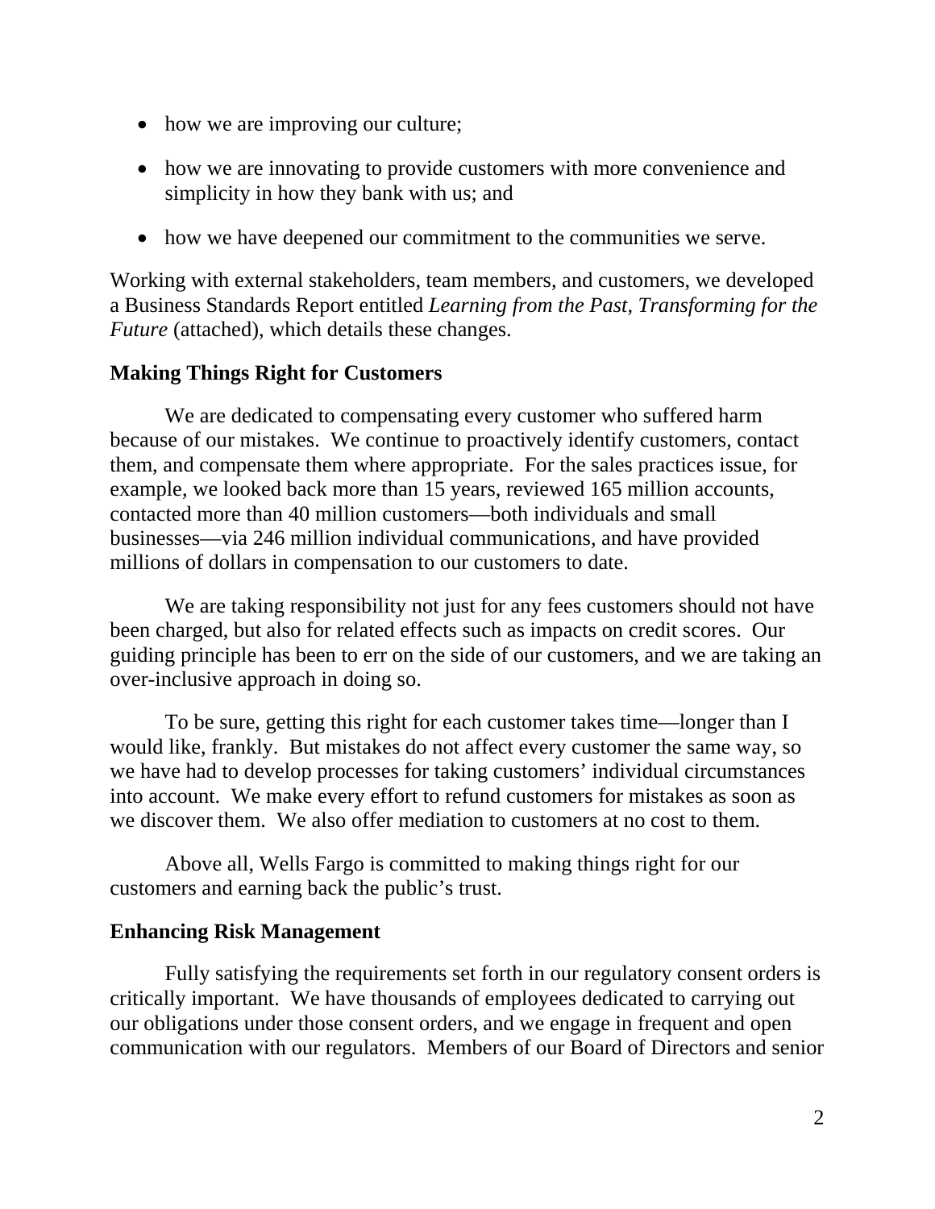- how we are improving our culture;
- how we are innovating to provide customers with more convenience and simplicity in how they bank with us; and
- how we have deepened our commitment to the communities we serve.

Working with external stakeholders, team members, and customers, we developed a Business Standards Report entitled *Learning from the Past, Transforming for the Future* (attached), which details these changes.

**Making Things Right for Customers**

We are dedicated to compensating every customer who suffered harm because of our mistakes. We continue to proactively identify customers, contact them, and compensate them where appropriate. For the sales practices issue, for example, we looked back more than 15 years, reviewed 165 million accounts, contacted more than 40 million customers—both individuals and small businesses—via 246 million individual communications, and have provided millions of dollars in compensation to our customers to date.

We are taking responsibility not just for any fees customers should not have been charged, but also for related effects such as impacts on credit scores. Our guiding principle has been to err on the side of our customers, and we are taking an over-inclusive approach in doing so.

To be sure, getting this right for each customer takes time—longer than I would like, frankly. But mistakes do not affect every customer the same way, so we have had to develop processes for taking customers' individual circumstances into account. We make every effort to refund customers for mistakes as soon as we discover them. We also offer mediation to customers at no cost to them.

Above all, Wells Fargo is committed to making things right for our customers and earning back the public's trust.

**Enhancing Risk Management**

Fully satisfying the requirements set forth in our regulatory consent orders is critically important. We have thousands of employees dedicated to carrying out our obligations under those consent orders, and we engage in frequent and open communication with our regulators. Members of our Board of Directors and senior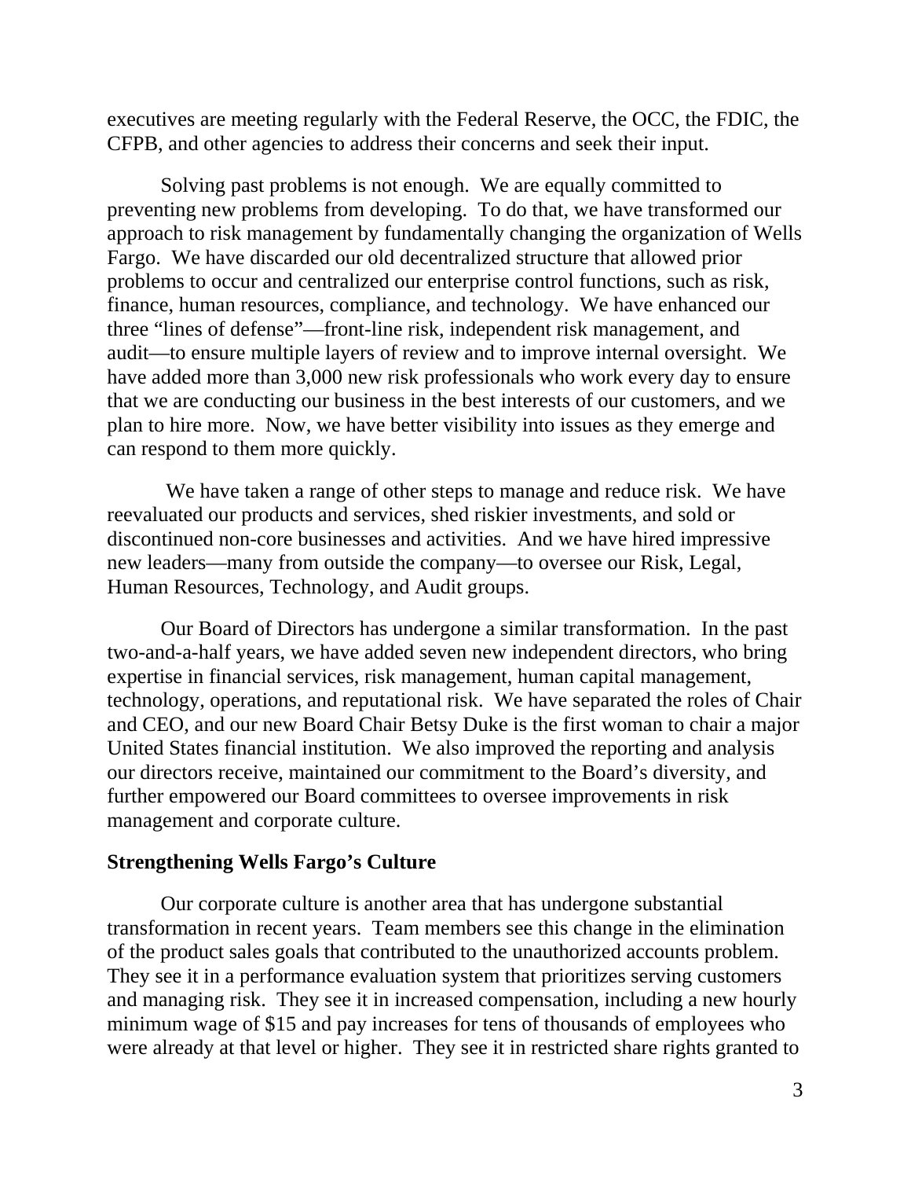executives are meeting regularly with the Federal Reserve, the OCC, the FDIC, the CFPB, and other agencies to address their concerns and seek their input.

Solving past problems is not enough. We are equally committed to preventing new problems from developing. To do that, we have transformed our approach to risk management by fundamentally changing the organization of Wells Fargo. We have discarded our old decentralized structure that allowed prior problems to occur and centralized our enterprise control functions, such as risk, finance, human resources, compliance, and technology. We have enhanced our three "lines of defense"—front-line risk, independent risk management, and audit—to ensure multiple layers of review and to improve internal oversight. We have added more than 3,000 new risk professionals who work every day to ensure that we are conducting our business in the best interests of our customers, and we plan to hire more. Now, we have better visibility into issues as they emerge and can respond to them more quickly.

We have taken a range of other steps to manage and reduce risk. We have reevaluated our products and services, shed riskier investments, and sold or discontinued non-core businesses and activities. And we have hired impressive new leaders—many from outside the company—to oversee our Risk, Legal, Human Resources, Technology, and Audit groups.

Our Board of Directors has undergone a similar transformation. In the past two-and-a-half years, we have added seven new independent directors, who bring expertise in financial services, risk management, human capital management, technology, operations, and reputational risk. We have separated the roles of Chair and CEO, and our new Board Chair Betsy Duke is the first woman to chair a major United States financial institution. We also improved the reporting and analysis our directors receive, maintained our commitment to the Board's diversity, and further empowered our Board committees to oversee improvements in risk management and corporate culture.

**Strengthening Wells Fargo's Culture**

Our corporate culture is another area that has undergone substantial transformation in recent years. Team members see this change in the elimination of the product sales goals that contributed to the unauthorized accounts problem. They see it in a performance evaluation system that prioritizes serving customers and managing risk. They see it in increased compensation, including a new hourly minimum wage of $15 and pay increases for tens of thousands of employees who were already at that level or higher. They see it in restricted share rights granted to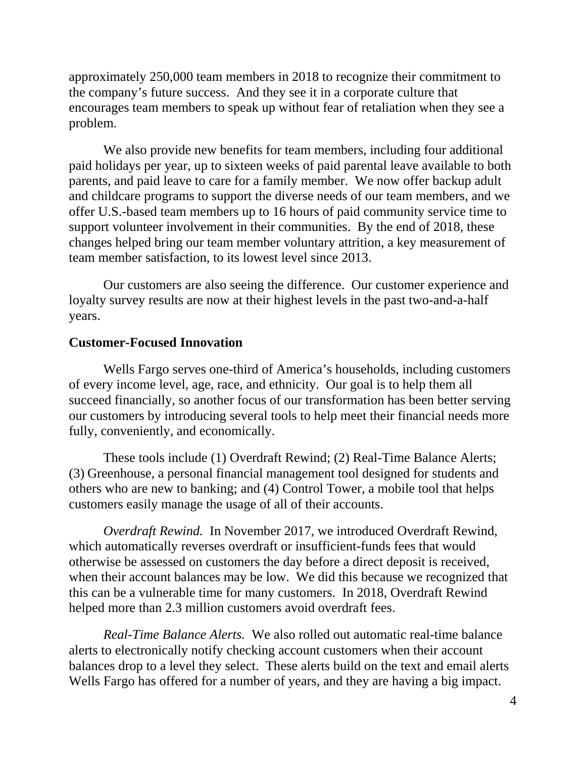approximately 250,000 team members in 2018 to recognize their commitment to the company's future success. And they see it in a corporate culture that encourages team members to speak up without fear of retaliation when they see a problem.

We also provide new benefits for team members, including four additional paid holidays per year, up to sixteen weeks of paid parental leave available to both parents, and paid leave to care for a family member. We now offer backup adult and childcare programs to support the diverse needs of our team members, and we offer U.S.-based team members up to 16 hours of paid community service time to support volunteer involvement in their communities. By the end of 2018, these changes helped bring our team member voluntary attrition, a key measurement of team member satisfaction, to its lowest level since 2013.

Our customers are also seeing the difference. Our customer experience and loyalty survey results are now at their highest levels in the past two-and-a-half years.

**Customer-Focused Innovation**

Wells Fargo serves one-third of America's households, including customers of every income level, age, race, and ethnicity. Our goal is to help them all succeed financially, so another focus of our transformation has been better serving our customers by introducing several tools to help meet their financial needs more fully, conveniently, and economically.

These tools include (1) Overdraft Rewind; (2) Real-Time Balance Alerts; (3) Greenhouse, a personal financial management tool designed for students and others who are new to banking; and (4) Control Tower, a mobile tool that helps customers easily manage the usage of all of their accounts.

*Overdraft Rewind.* In November 2017, we introduced Overdraft Rewind, which automatically reverses overdraft or insufficient-funds fees that would otherwise be assessed on customers the day before a direct deposit is received, when their account balances may be low. We did this because we recognized that this can be a vulnerable time for many customers. In 2018, Overdraft Rewind helped more than 2.3 million customers avoid overdraft fees.

*Real-Time Balance Alerts.* We also rolled out automatic real-time balance alerts to electronically notify checking account customers when their account balances drop to a level they select. These alerts build on the text and email alerts Wells Fargo has offered for a number of years, and they are having a big impact.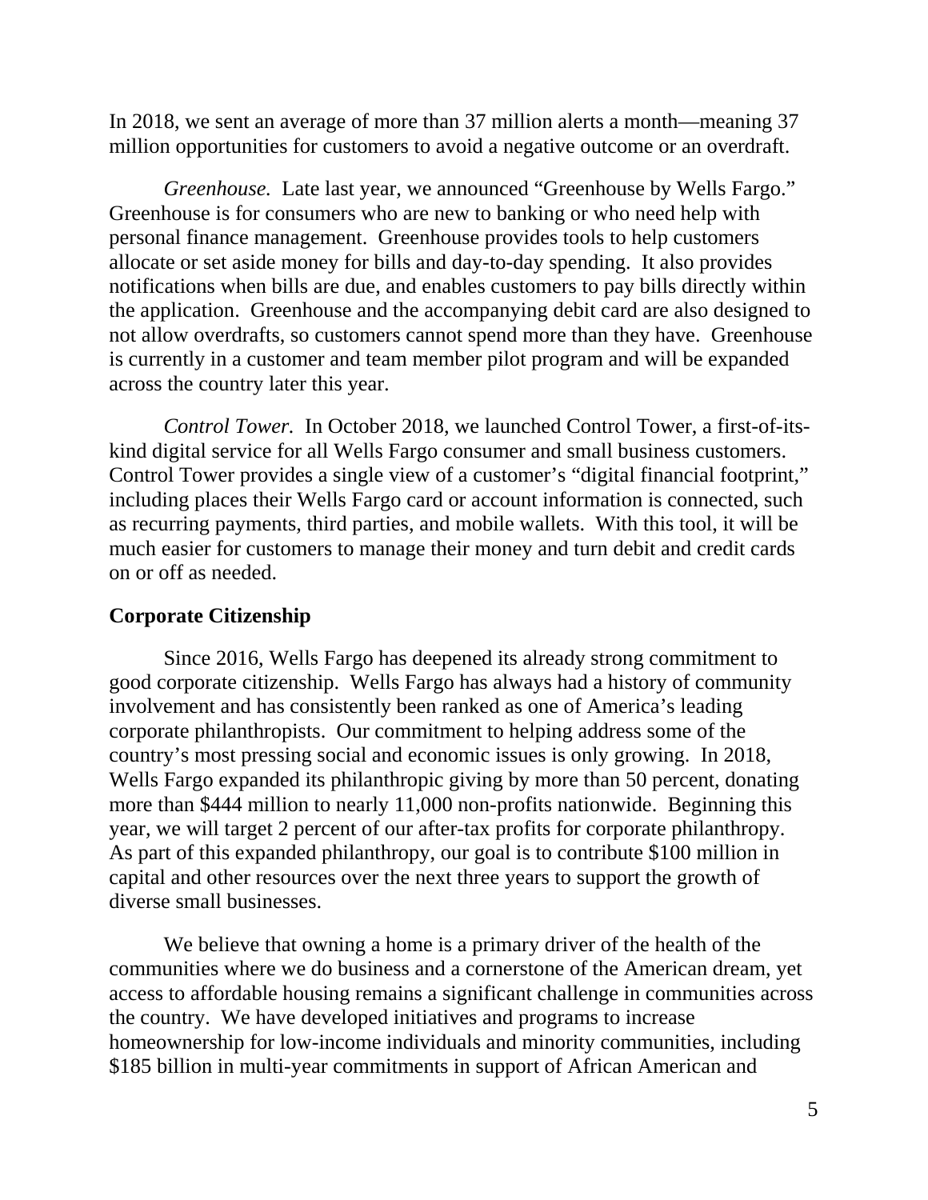In 2018, we sent an average of more than 37 million alerts a month—meaning 37 million opportunities for customers to avoid a negative outcome or an overdraft.

*Greenhouse.* Late last year, we announced "Greenhouse by Wells Fargo." Greenhouse is for consumers who are new to banking or who need help with personal finance management. Greenhouse provides tools to help customers allocate or set aside money for bills and day-to-day spending. It also provides notifications when bills are due, and enables customers to pay bills directly within the application. Greenhouse and the accompanying debit card are also designed to not allow overdrafts, so customers cannot spend more than they have. Greenhouse is currently in a customer and team member pilot program and will be expanded across the country later this year.

*Control Tower.* In October 2018, we launched Control Tower, a first-of-its-kind digital service for all Wells Fargo consumer and small business customers. Control Tower provides a single view of a customer's "digital financial footprint," including places their Wells Fargo card or account information is connected, such as recurring payments, third parties, and mobile wallets. With this tool, it will be much easier for customers to manage their money and turn debit and credit cards on or off as needed.

**Corporate Citizenship**

Since 2016, Wells Fargo has deepened its already strong commitment to good corporate citizenship. Wells Fargo has always had a history of community involvement and has consistently been ranked as one of America's leading corporate philanthropists. Our commitment to helping address some of the country's most pressing social and economic issues is only growing. In 2018, Wells Fargo expanded its philanthropic giving by more than 50 percent, donating more than $444 million to nearly 11,000 non-profits nationwide. Beginning this year, we will target 2 percent of our after-tax profits for corporate philanthropy. As part of this expanded philanthropy, our goal is to contribute $100 million in capital and other resources over the next three years to support the growth of diverse small businesses.

We believe that owning a home is a primary driver of the health of the communities where we do business and a cornerstone of the American dream, yet access to affordable housing remains a significant challenge in communities across the country. We have developed initiatives and programs to increase homeownership for low-income individuals and minority communities, including $185 billion in multi-year commitments in support of African American and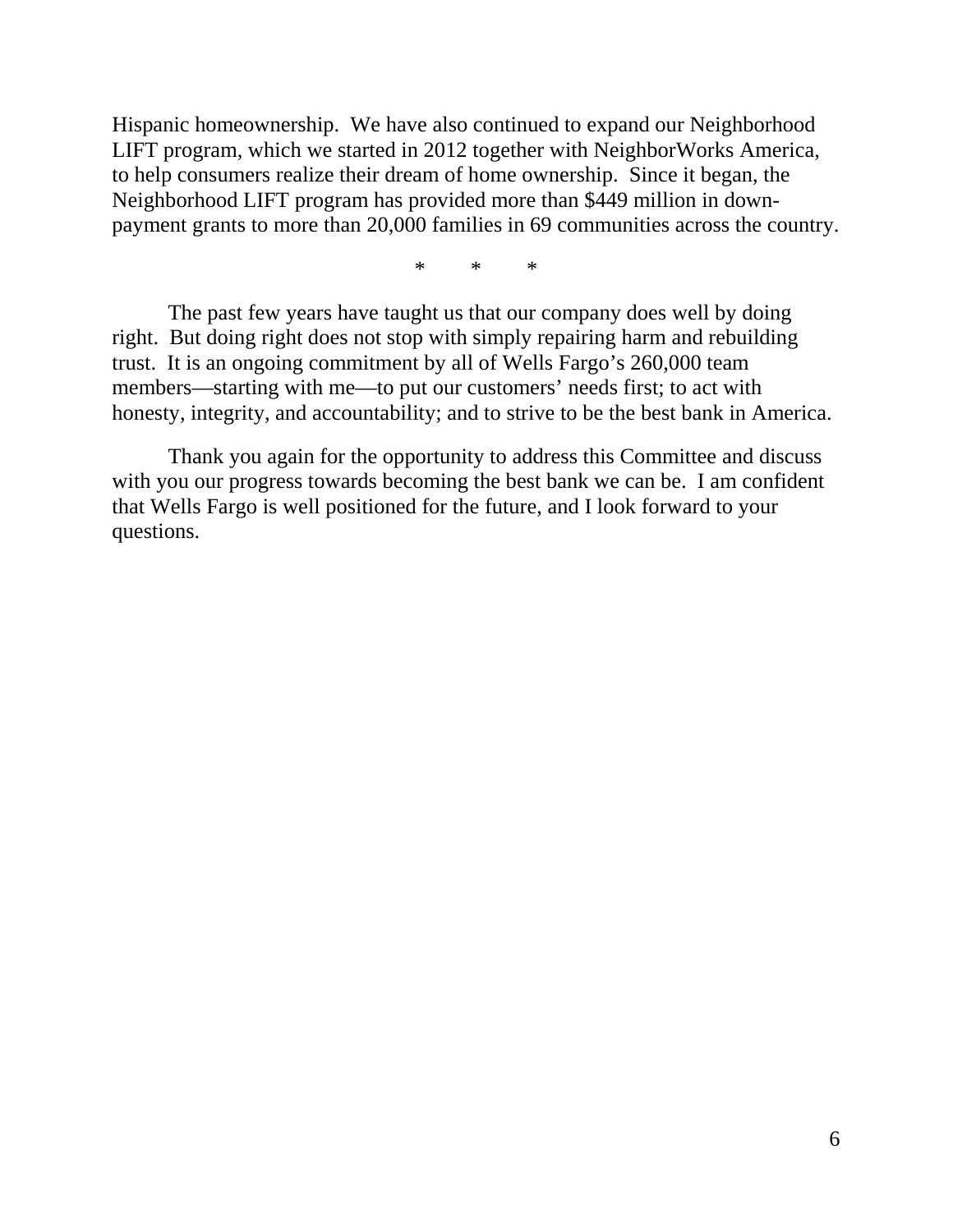Hispanic homeownership. We have also continued to expand our Neighborhood LIFT program, which we started in 2012 together with NeighborWorks America, to help consumers realize their dream of home ownership. Since it began, the Neighborhood LIFT program has provided more than $449 million in down-payment grants to more than 20,000 families in 69 communities across the country.

\*   \*   \*

The past few years have taught us that our company does well by doing right. But doing right does not stop with simply repairing harm and rebuilding trust. It is an ongoing commitment by all of Wells Fargo's 260,000 team members—starting with me—to put our customers' needs first; to act with honesty, integrity, and accountability; and to strive to be the best bank in America.

Thank you again for the opportunity to address this Committee and discuss with you our progress towards becoming the best bank we can be. I am confident that Wells Fargo is well positioned for the future, and I look forward to your questions.